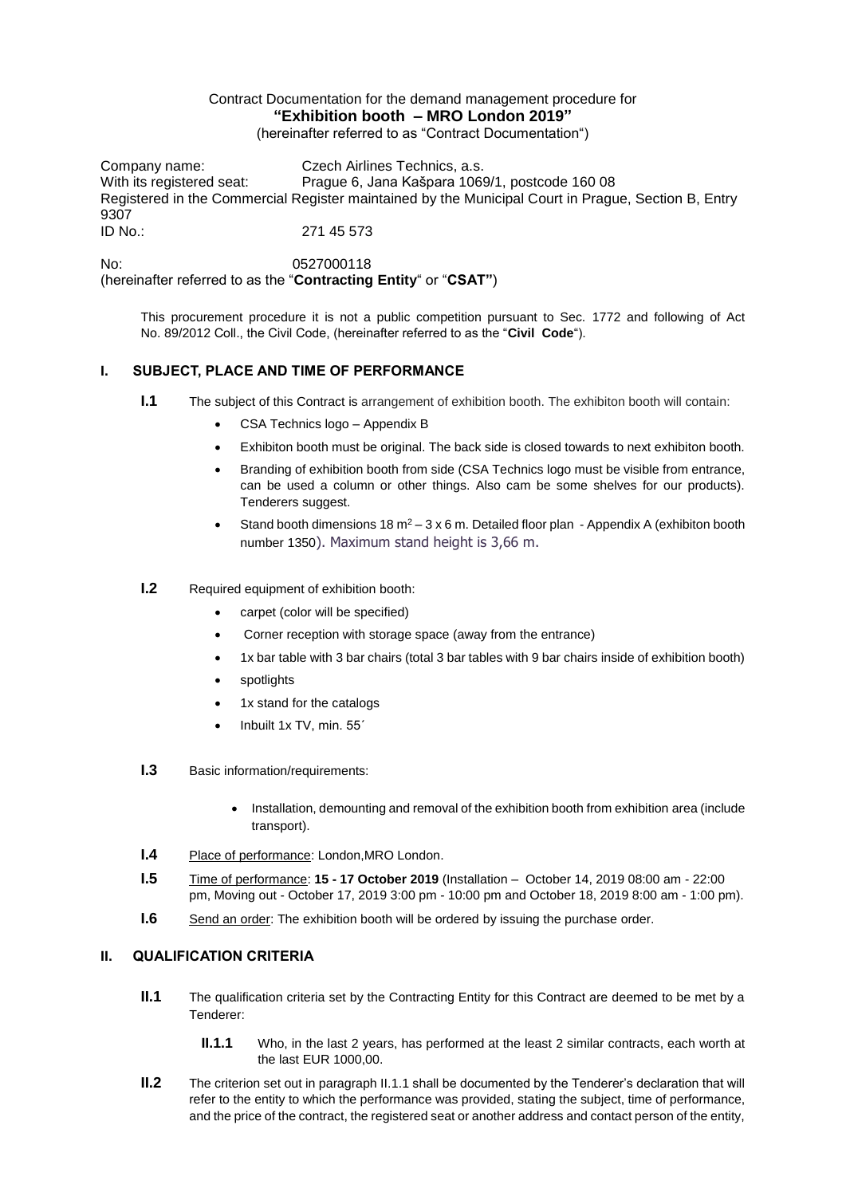Contract Documentation for the demand management procedure for

**"Exhibition booth – MRO London 2019"**

(hereinafter referred to as "Contract Documentation")

Company name: Czech Airlines Technics, a.s.
With its registered seat: Prague 6, Jana Kašpara 1069/1, postcode 160 08
Registered in the Commercial Register maintained by the Municipal Court in Prague, Section B, Entry 9307
ID No.: 271 45 573

No: 0527000118
(hereinafter referred to as the "**Contracting Entity**" or "**CSAT"**)

This procurement procedure it is not a public competition pursuant to Sec. 1772 and following of Act No. 89/2012 Coll., the Civil Code, (hereinafter referred to as the "**Civil Code**").

## I. SUBJECT, PLACE AND TIME OF PERFORMANCE

**I.1** The subject of this Contract is arrangement of exhibition booth. The exhibiton booth will contain:

- CSA Technics logo – Appendix B
- Exhibiton booth must be original. The back side is closed towards to next exhibiton booth.
- Branding of exhibition booth from side (CSA Technics logo must be visible from entrance, can be used a column or other things. Also cam be some shelves for our products). Tenderers suggest.
- Stand booth dimensions 18 $m^2$ – 3 x 6 m. Detailed floor plan - Appendix A (exhibiton booth number 1350). Maximum stand height is 3,66 m.

**I.2** Required equipment of exhibition booth:

- carpet (color will be specified)
- Corner reception with storage space (away from the entrance)
- 1x bar table with 3 bar chairs (total 3 bar tables with 9 bar chairs inside of exhibition booth)
- spotlights
- 1x stand for the catalogs
- Inbuilt 1x TV, min. 55´

**I.3** Basic information/requirements:

- Installation, demounting and removal of the exhibition booth from exhibition area (include transport).

**I.4** Place of performance: London,MRO London.

**I.5** Time of performance: **15 - 17 October 2019** (Installation – October 14, 2019 08:00 am - 22:00 pm, Moving out - October 17, 2019 3:00 pm - 10:00 pm and October 18, 2019 8:00 am - 1:00 pm).

**I.6** Send an order: The exhibition booth will be ordered by issuing the purchase order.

## II. QUALIFICATION CRITERIA

**II.1** The qualification criteria set by the Contracting Entity for this Contract are deemed to be met by a Tenderer:

**II.1.1** Who, in the last 2 years, has performed at the least 2 similar contracts, each worth at the last EUR 1000,00.

**II.2** The criterion set out in paragraph II.1.1 shall be documented by the Tenderer's declaration that will refer to the entity to which the performance was provided, stating the subject, time of performance, and the price of the contract, the registered seat or another address and contact person of the entity,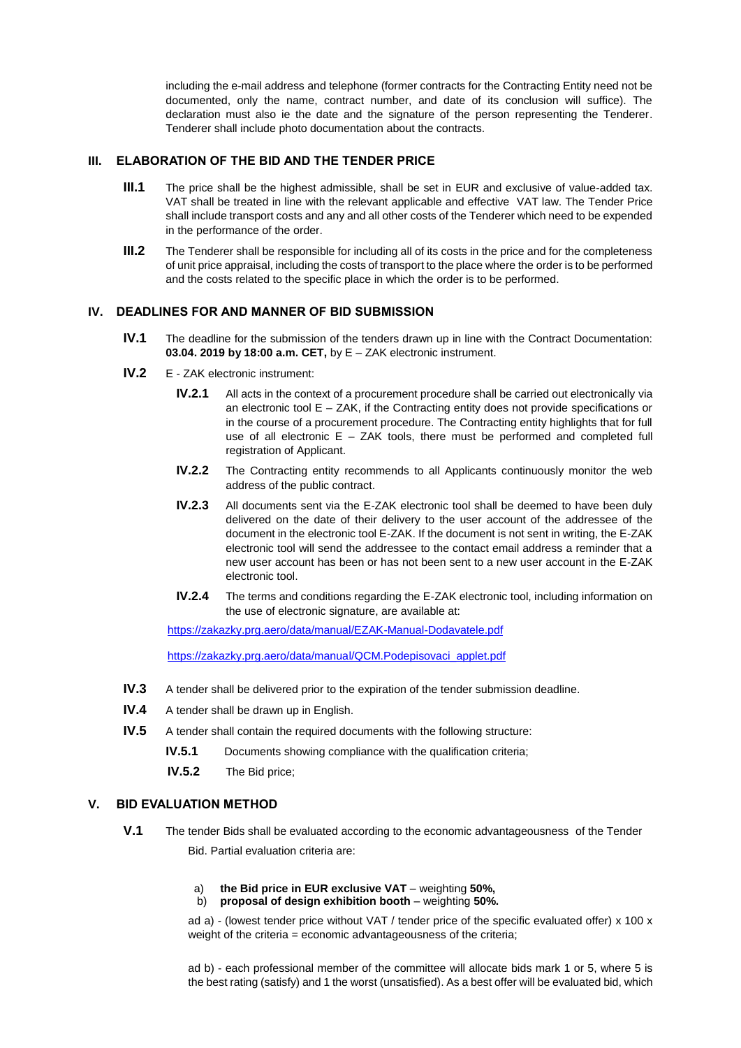including the e-mail address and telephone (former contracts for the Contracting Entity need not be documented, only the name, contract number, and date of its conclusion will suffice). The declaration must also ie the date and the signature of the person representing the Tenderer. Tenderer shall include photo documentation about the contracts.

## III. ELABORATION OF THE BID AND THE TENDER PRICE

**III.1** The price shall be the highest admissible, shall be set in EUR and exclusive of value-added tax. VAT shall be treated in line with the relevant applicable and effective VAT law. The Tender Price shall include transport costs and any and all other costs of the Tenderer which need to be expended in the performance of the order.

**III.2** The Tenderer shall be responsible for including all of its costs in the price and for the completeness of unit price appraisal, including the costs of transport to the place where the order is to be performed and the costs related to the specific place in which the order is to be performed.

## IV. DEADLINES FOR AND MANNER OF BID SUBMISSION

**IV.1** The deadline for the submission of the tenders drawn up in line with the Contract Documentation: **03.04. 2019 by 18:00 a.m. CET,** by E – ZAK electronic instrument.

**IV.2** E - ZAK electronic instrument:

**IV.2.1** All acts in the context of a procurement procedure shall be carried out electronically via an electronic tool E – ZAK, if the Contracting entity does not provide specifications or in the course of a procurement procedure. The Contracting entity highlights that for full use of all electronic E – ZAK tools, there must be performed and completed full registration of Applicant.

**IV.2.2** The Contracting entity recommends to all Applicants continuously monitor the web address of the public contract.

**IV.2.3** All documents sent via the E-ZAK electronic tool shall be deemed to have been duly delivered on the date of their delivery to the user account of the addressee of the document in the electronic tool E-ZAK. If the document is not sent in writing, the E-ZAK electronic tool will send the addressee to the contact email address a reminder that a new user account has been or has not been sent to a new user account in the E-ZAK electronic tool.

**IV.2.4** The terms and conditions regarding the E-ZAK electronic tool, including information on the use of electronic signature, are available at:

https://zakazky.prg.aero/data/manual/EZAK-Manual-Dodavatele.pdf

https://zakazky.prg.aero/data/manual/QCM.Podepisovaci_applet.pdf

**IV.3** A tender shall be delivered prior to the expiration of the tender submission deadline.

**IV.4** A tender shall be drawn up in English.

**IV.5** A tender shall contain the required documents with the following structure:

**IV.5.1** Documents showing compliance with the qualification criteria;

**IV.5.2** The Bid price;

## V. BID EVALUATION METHOD

**V.1** The tender Bids shall be evaluated according to the economic advantageousness of the Tender Bid. Partial evaluation criteria are:

a) **the Bid price in EUR exclusive VAT** – weighting **50%,**
b) **proposal of design exhibition booth** – weighting **50%.**

ad a) - (lowest tender price without VAT / tender price of the specific evaluated offer) x 100 x weight of the criteria = economic advantageousness of the criteria;

ad b) - each professional member of the committee will allocate bids mark 1 or 5, where 5 is the best rating (satisfy) and 1 the worst (unsatisfied). As a best offer will be evaluated bid, which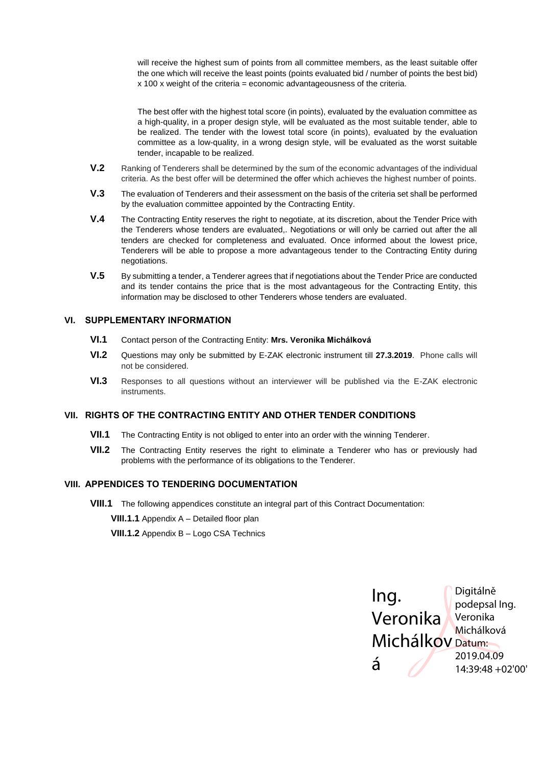will receive the highest sum of points from all committee members, as the least suitable offer the one which will receive the least points (points evaluated bid / number of points the best bid) x 100 x weight of the criteria = economic advantageousness of the criteria.

The best offer with the highest total score (in points), evaluated by the evaluation committee as a high-quality, in a proper design style, will be evaluated as the most suitable tender, able to be realized. The tender with the lowest total score (in points), evaluated by the evaluation committee as a low-quality, in a wrong design style, will be evaluated as the worst suitable tender, incapable to be realized.

**V.2** Ranking of Tenderers shall be determined by the sum of the economic advantages of the individual criteria. As the best offer will be determined the offer which achieves the highest number of points.

**V.3** The evaluation of Tenderers and their assessment on the basis of the criteria set shall be performed by the evaluation committee appointed by the Contracting Entity.

**V.4** The Contracting Entity reserves the right to negotiate, at its discretion, about the Tender Price with the Tenderers whose tenders are evaluated,. Negotiations or will only be carried out after the all tenders are checked for completeness and evaluated. Once informed about the lowest price, Tenderers will be able to propose a more advantageous tender to the Contracting Entity during negotiations.

**V.5** By submitting a tender, a Tenderer agrees that if negotiations about the Tender Price are conducted and its tender contains the price that is the most advantageous for the Contracting Entity, this information may be disclosed to other Tenderers whose tenders are evaluated.

## VI. SUPPLEMENTARY INFORMATION

**VI.1** Contact person of the Contracting Entity: **Mrs. Veronika Michálková**

**VI.2** Questions may only be submitted by E-ZAK electronic instrument till **27.3.2019**. Phone calls will not be considered.

**VI.3** Responses to all questions without an interviewer will be published via the E-ZAK electronic instruments.

## VII. RIGHTS OF THE CONTRACTING ENTITY AND OTHER TENDER CONDITIONS

**VII.1** The Contracting Entity is not obliged to enter into an order with the winning Tenderer.

**VII.2** The Contracting Entity reserves the right to eliminate a Tenderer who has or previously had problems with the performance of its obligations to the Tenderer.

## VIII. APPENDICES TO TENDERING DOCUMENTATION

**VIII.1** The following appendices constitute an integral part of this Contract Documentation:

**VIII.1.1** Appendix A – Detailed floor plan

**VIII.1.2** Appendix B – Logo CSA Technics

Ing. Veronika Michálková

Digitálně podepsal Ing. Veronika Michálková
Datum: 2019.04.09 14:39:48 +02'00'